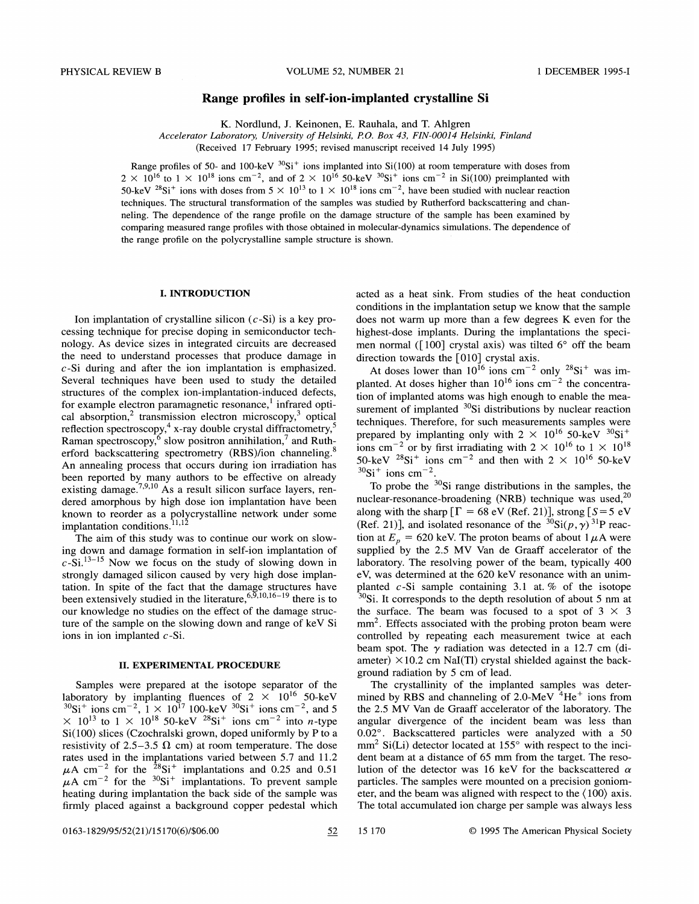# Range profiles in self-ion-implanted crystalline Si

K. Nordlund, J. Keinonen, E. Rauhala, and T. Ahlgren

*Accelerator Laboratory, University of Helsinki, P.O. Box 43, FIN-00014 Helsinki, Finland*

(Received 17 February 1995; revised manuscript received 14 July 1995)

Range profiles of 50- and 100-keV $^{30}Si^+$ ions implanted into Si(100) at room temperature with doses from $2 \times 10^{16}$ to $1 \times 10^{18}$ ions $cm^{-2}$, and of $2 \times 10^{16}$ 50-keV $^{30}Si^+$ ions $cm^{-2}$ in Si(100) preimplanted with 50-keV $^{28}Si^+$ ions with doses from $5 \times 10^{13}$ to $1 \times 10^{18}$ ions $cm^{-2}$, have been studied with nuclear reaction techniques. The structural transformation of the samples was studied by Rutherford backscattering and channeling. The dependence of the range profile on the damage structure of the sample has been examined by comparing measured range profiles with those obtained in molecular-dynamics simulations. The dependence of the range profile on the polycrystalline sample structure is shown.

## I. INTRODUCTION

Ion implantation of crystalline silicon (*c*-Si) is a key processing technique for precise doping in semiconductor technology. As device sizes in integrated circuits are decreased the need to understand processes that produce damage in *c*-Si during and after the ion implantation is emphasized. Several techniques have been used to study the detailed structures of the complex ion-implantation-induced defects, for example electron paramagnetic resonance,[1] infrared optical absorption,[2] transmission electron microscopy,[3] optical reflection spectroscopy,[4] x-ray double crystal diffractometry,[5] Raman spectroscopy,[6] slow positron annihilation,[7] and Rutherford backscattering spectrometry (RBS)/ion channeling.[8] An annealing process that occurs during ion irradiation has been reported by many authors to be effective on already existing damage.[7,9,10] As a result silicon surface layers, rendered amorphous by high dose ion implantation have been known to reorder as a polycrystalline network under some implantation conditions.[11,12]

The aim of this study was to continue our work on slowing down and damage formation in self-ion implantation of *c*-Si.[13–15] Now we focus on the study of slowing down in strongly damaged silicon caused by very high dose implantation. In spite of the fact that the damage structures have been extensively studied in the literature,[6,9,10,16–19] there is to our knowledge no studies on the effect of the damage structure of the sample on the slowing down and range of keV Si ions in ion implanted *c*-Si.

## II. EXPERIMENTAL PROCEDURE

Samples were prepared at the isotope separator of the laboratory by implanting fluences of $2 \times 10^{16}$ 50-keV $^{30}Si^+$ ions $cm^{-2}$, $1 \times 10^{17}$ 100-keV $^{30}Si^+$ ions $cm^{-2}$, and $5 \times 10^{13}$ to $1 \times 10^{18}$ 50-keV $^{28}Si^+$ ions $cm^{-2}$ into *n*-type Si(100) slices (Czochralski grown, doped uniformly by P to a resistivity of 2.5–3.5 $\Omega$ cm) at room temperature. The dose rates used in the implantations varied between 5.7 and 11.2 $\mu$A $cm^{-2}$ for the $^{28}Si^+$ implantations and 0.25 and 0.51 $\mu$A $cm^{-2}$ for the $^{30}Si^+$ implantations. To prevent sample heating during implantation the back side of the sample was firmly placed against a background copper pedestal which acted as a heat sink. From studies of the heat conduction conditions in the implantation setup we know that the sample does not warm up more than a few degrees K even for the highest-dose implants. During the implantations the specimen normal ([100] crystal axis) was tilted 6° off the beam direction towards the [010] crystal axis.

At doses lower than $10^{16}$ ions $cm^{-2}$ only $^{28}Si^+$ was implanted. At doses higher than $10^{16}$ ions $cm^{-2}$ the concentration of implanted atoms was high enough to enable the measurement of implanted $^{30}Si$ distributions by nuclear reaction techniques. Therefore, for such measurements samples were prepared by implanting only with $2 \times 10^{16}$ 50-keV $^{30}Si^+$ ions $cm^{-2}$ or by first irradiating with $2 \times 10^{16}$ to $1 \times 10^{18}$ 50-keV $^{28}Si^+$ ions $cm^{-2}$ and then with $2 \times 10^{16}$ 50-keV $^{30}Si^+$ ions $cm^{-2}$.

To probe the $^{30}Si$ range distributions in the samples, the nuclear-resonance-broadening (NRB) technique was used,[20] along with the sharp [$\Gamma$ = 68 eV (Ref. 21)], strong [$S$=5 eV (Ref. 21)], and isolated resonance of the $^{30}Si(p,\gamma)^{31}P$ reaction at $E_p$ = 620 keV. The proton beams of about 1 $\mu$A were supplied by the 2.5 MV Van de Graaff accelerator of the laboratory. The resolving power of the beam, typically 400 eV, was determined at the 620 keV resonance with an unimplanted *c*-Si sample containing 3.1 at. % of the isotope $^{30}Si$. It corresponds to the depth resolution of about 5 nm at the surface. The beam was focused to a spot of 3 × 3 $mm^2$. Effects associated with the probing proton beam were controlled by repeating each measurement twice at each beam spot. The $\gamma$ radiation was detected in a 12.7 cm (diameter) ×10.2 cm NaI(Tl) crystal shielded against the background radiation by 5 cm of lead.

The crystallinity of the implanted samples was determined by RBS and channeling of 2.0-MeV $^4He^+$ ions from the 2.5 MV Van de Graaff accelerator of the laboratory. The angular divergence of the incident beam was less than 0.02°. Backscattered particles were analyzed with a 50 $mm^2$ Si(Li) detector located at 155° with respect to the incident beam at a distance of 65 mm from the target. The resolution of the detector was 16 keV for the backscattered $\alpha$ particles. The samples were mounted on a precision goniometer, and the beam was aligned with respect to the ⟨100⟩ axis. The total accumulated ion charge per sample was always less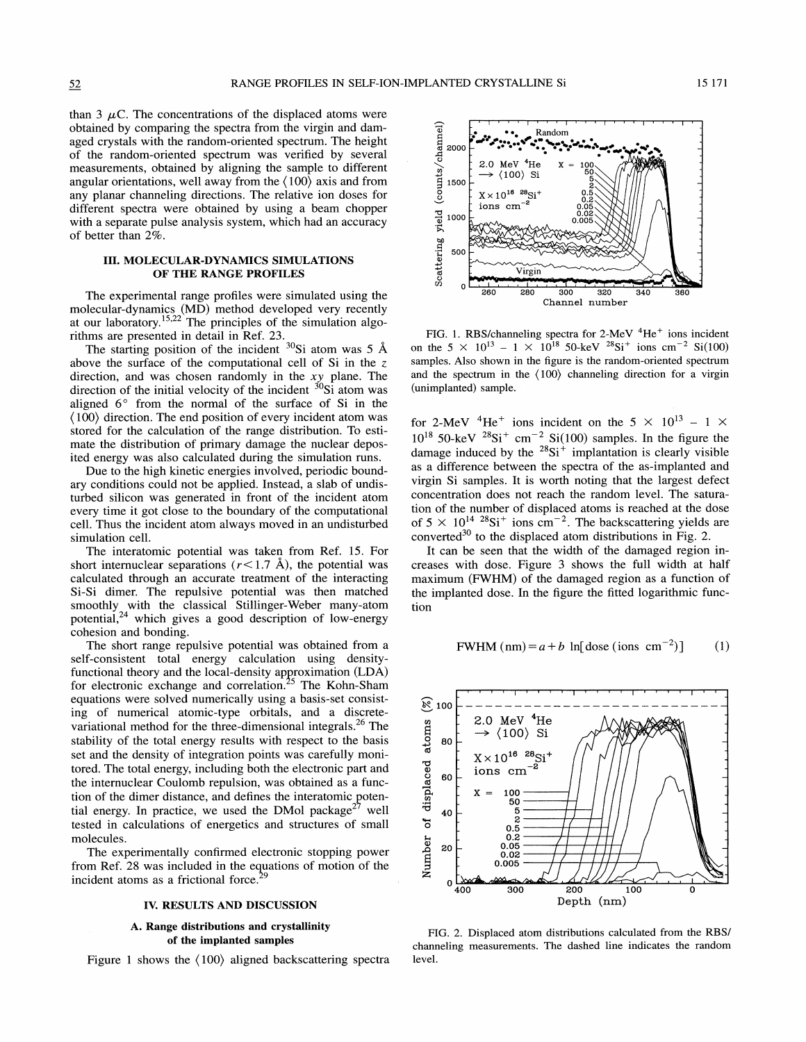than 3 μC. The concentrations of the displaced atoms were obtained by comparing the spectra from the virgin and damaged crystals with the random-oriented spectrum. The height of the random-oriented spectrum was verified by several measurements, obtained by aligning the sample to different angular orientations, well away from the ⟨100⟩ axis and from any planar channeling directions. The relative ion doses for different spectra were obtained by using a beam chopper with a separate pulse analysis system, which had an accuracy of better than 2%.

## III. MOLECULAR-DYNAMICS SIMULATIONS OF THE RANGE PROFILES

The experimental range profiles were simulated using the molecular-dynamics (MD) method developed very recently at our laboratory.[15,22] The principles of the simulation algorithms are presented in detail in Ref. 23.

The starting position of the incident $^{30}Si$ atom was 5 Å above the surface of the computational cell of Si in the $z$ direction, and was chosen randomly in the $xy$ plane. The direction of the initial velocity of the incident $^{30}Si$ atom was aligned 6° from the normal of the surface of Si in the ⟨100⟩ direction. The end position of every incident atom was stored for the calculation of the range distribution. To estimate the distribution of primary damage the nuclear deposited energy was also calculated during the simulation runs.

Due to the high kinetic energies involved, periodic boundary conditions could not be applied. Instead, a slab of undisturbed silicon was generated in front of the incident atom every time it got close to the boundary of the computational cell. Thus the incident atom always moved in an undisturbed simulation cell.

The interatomic potential was taken from Ref. 15. For short internuclear separations ($r<1.7$ Å), the potential was calculated through an accurate treatment of the interacting Si-Si dimer. The repulsive potential was then matched smoothly with the classical Stillinger-Weber many-atom potential,[24] which gives a good description of low-energy cohesion and bonding.

The short range repulsive potential was obtained from a self-consistent total energy calculation using density-functional theory and the local-density approximation (LDA) for electronic exchange and correlation.[25] The Kohn-Sham equations were solved numerically using a basis-set consisting of numerical atomic-type orbitals, and a discrete-variational method for the three-dimensional integrals.[26] The stability of the total energy results with respect to the basis set and the density of integration points was carefully monitored. The total energy, including both the electronic part and the internuclear Coulomb repulsion, was obtained as a function of the dimer distance, and defines the interatomic potential energy. In practice, we used the DMol package[27] well tested in calculations of energetics and structures of small molecules.

The experimentally confirmed electronic stopping power from Ref. 28 was included in the equations of motion of the incident atoms as a frictional force.[29]

## IV. RESULTS AND DISCUSSION

### A. Range distributions and crystallinity of the implanted samples

Figure 1 shows the ⟨100⟩ aligned backscattering spectra for 2-MeV $^4He^+$ ions incident on the $5\times10^{13}-1\times10^{18}$ 50-keV $^{28}Si^+$ ions cm$^{-2}$ Si(100) samples. In the figure the damage induced by the $^{28}Si^+$ implantation is clearly visible as a difference between the spectra of the as-implanted and virgin Si samples. It is worth noting that the largest defect concentration does not reach the random level. The saturation of the number of displaced atoms is reached at the dose of $5\times10^{14}$ $^{28}Si^+$ ions cm$^{-2}$. The backscattering yields are converted[30] to the displaced atom distributions in Fig. 2.

FIG. 1. RBS/channeling spectra for 2-MeV $^4He^+$ ions incident on the $5\times10^{13}-1\times10^{18}$ 50-keV $^{28}Si^+$ ions cm$^{-2}$ Si(100) samples. Also shown in the figure is the random-oriented spectrum and the spectrum in the ⟨100⟩ channeling direction for a virgin (unimplanted) sample.

It can be seen that the width of the damaged region increases with dose. Figure 3 shows the full width at half maximum (FWHM) of the damaged region as a function of the implanted dose. In the figure the fitted logarithmic function

$$\text{FWHM (nm)} = a + b\ \ln[\text{dose (ions cm}^{-2})] \qquad (1)$$

FIG. 2. Displaced atom distributions calculated from the RBS/channeling measurements. The dashed line indicates the random level.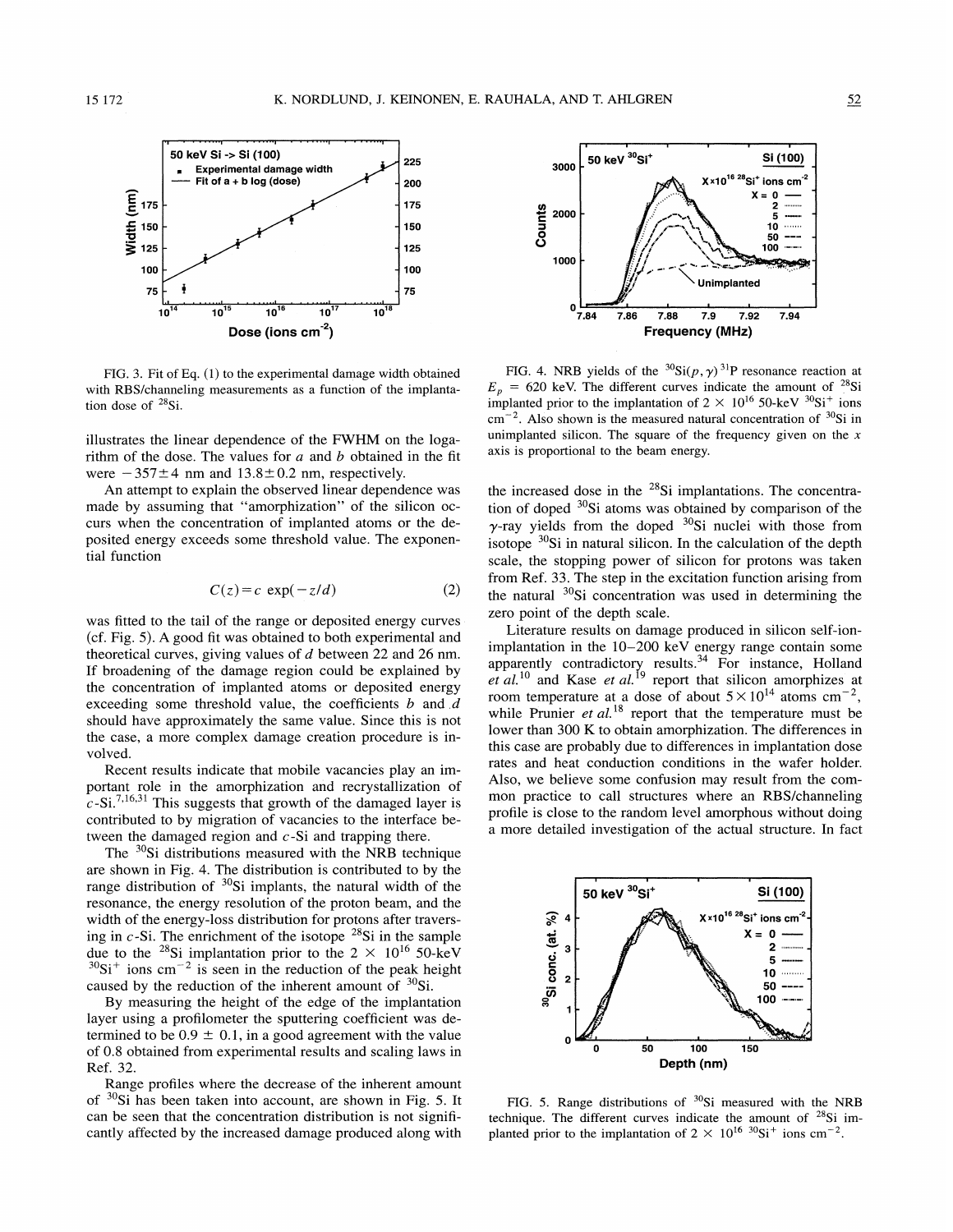FIG. 3. Fit of Eq. (1) to the experimental damage width obtained with RBS/channeling measurements as a function of the implantation dose of $^{28}Si$.

illustrates the linear dependence of the FWHM on the logarithm of the dose. The values for $a$ and $b$ obtained in the fit were $-357\pm4$ nm and $13.8\pm0.2$ nm, respectively.

An attempt to explain the observed linear dependence was made by assuming that "amorphization" of the silicon occurs when the concentration of implanted atoms or the deposited energy exceeds some threshold value. The exponential function

$$C(z)=c\ \exp(-z/d) \tag{2}$$

was fitted to the tail of the range or deposited energy curves (cf. Fig. 5). A good fit was obtained to both experimental and theoretical curves, giving values of $d$ between 22 and 26 nm. If broadening of the damage region could be explained by the concentration of implanted atoms or deposited energy exceeding some threshold value, the coefficients $b$ and $d$ should have approximately the same value. Since this is not the case, a more complex damage creation procedure is involved.

Recent results indicate that mobile vacancies play an important role in the amorphization and recrystallization of $c$-Si.[7,16,31] This suggests that growth of the damaged layer is contributed to by migration of vacancies to the interface between the damaged region and $c$-Si and trapping there.

The $^{30}Si$ distributions measured with the NRB technique are shown in Fig. 4. The distribution is contributed to by the range distribution of $^{30}Si$ implants, the natural width of the resonance, the energy resolution of the proton beam, and the width of the energy-loss distribution for protons after traversing in $c$-Si. The enrichment of the isotope $^{28}Si$ in the sample due to the $^{28}Si$ implantation prior to the $2\times10^{16}$ 50-keV $^{30}Si^{+}$ ions $cm^{-2}$ is seen in the reduction of the peak height caused by the reduction of the inherent amount of $^{30}Si$.

By measuring the height of the edge of the implantation layer using a profilometer the sputtering coefficient was determined to be $0.9\pm0.1$, in a good agreement with the value of 0.8 obtained from experimental results and scaling laws in Ref. 32.

Range profiles where the decrease of the inherent amount of $^{30}Si$ has been taken into account, are shown in Fig. 5. It can be seen that the concentration distribution is not significantly affected by the increased damage produced along with the increased dose in the $^{28}Si$ implantations. The concentration of doped $^{30}Si$ atoms was obtained by comparison of the $\gamma$-ray yields from the doped $^{30}Si$ nuclei with those from isotope $^{30}Si$ in natural silicon. In the calculation of the depth scale, the stopping power of silicon for protons was taken from Ref. 33. The step in the excitation function arising from the natural $^{30}Si$ concentration was used in determining the zero point of the depth scale.

FIG. 4. NRB yields of the $^{30}Si(p,\gamma)^{31}P$ resonance reaction at $E_p = 620$ keV. The different curves indicate the amount of $^{28}Si$ implanted prior to the implantation of $2\times10^{16}$ 50-keV $^{30}Si^{+}$ ions $cm^{-2}$. Also shown is the measured natural concentration of $^{30}Si$ in unimplanted silicon. The square of the frequency given on the $x$ axis is proportional to the beam energy.

Literature results on damage produced in silicon self-ion-implantation in the 10–200 keV energy range contain some apparently contradictory results.[34] For instance, Holland *et al.*[10] and Kase *et al.*[19] report that silicon amorphizes at room temperature at a dose of about $5\times10^{14}$ atoms $cm^{-2}$, while Prunier *et al.*[18] report that the temperature must be lower than 300 K to obtain amorphization. The differences in this case are probably due to differences in implantation dose rates and heat conduction conditions in the wafer holder. Also, we believe some confusion may result from the common practice to call structures where an RBS/channeling profile is close to the random level amorphous without doing a more detailed investigation of the actual structure. In fact

FIG. 5. Range distributions of $^{30}Si$ measured with the NRB technique. The different curves indicate the amount of $^{28}Si$ implanted prior to the implantation of $2\times10^{16}$ $^{30}Si^{+}$ ions $cm^{-2}$.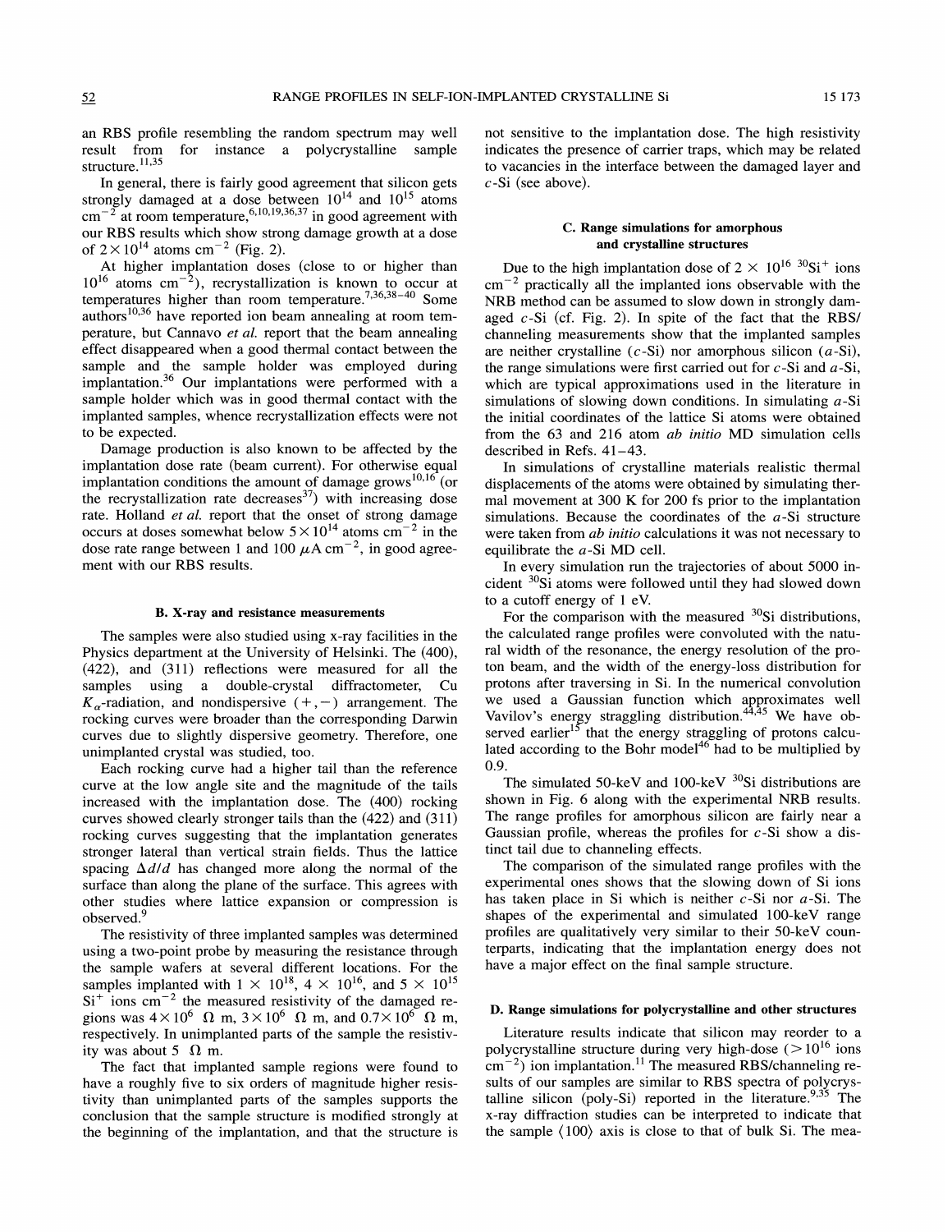an RBS profile resembling the random spectrum may well result from for instance a polycrystalline sample structure.[11,35]

In general, there is fairly good agreement that silicon gets strongly damaged at a dose between $10^{14}$ and $10^{15}$ atoms $cm^{-2}$ at room temperature,[6,10,19,36,37] in good agreement with our RBS results which show strong damage growth at a dose of $2\times10^{14}$ atoms $cm^{-2}$ (Fig. 2).

At higher implantation doses (close to or higher than $10^{16}$ atoms $cm^{-2}$), recrystallization is known to occur at temperatures higher than room temperature.[7,36,38–40] Some authors[10,36] have reported ion beam annealing at room temperature, but Cannavo *et al.* report that the beam annealing effect disappeared when a good thermal contact between the sample and the sample holder was employed during implantation.[36] Our implantations were performed with a sample holder which was in good thermal contact with the implanted samples, whence recrystallization effects were not to be expected.

Damage production is also known to be affected by the implantation dose rate (beam current). For otherwise equal implantation conditions the amount of damage grows[10,16] (or the recrystallization rate decreases[37]) with increasing dose rate. Holland *et al.* report that the onset of strong damage occurs at doses somewhat below $5\times10^{14}$ atoms $cm^{-2}$ in the dose rate range between 1 and 100 $\mu A\ cm^{-2}$, in good agreement with our RBS results.

### B. X-ray and resistance measurements

The samples were also studied using x-ray facilities in the Physics department at the University of Helsinki. The (400), (422), and (311) reflections were measured for all the samples using a double-crystal diffractometer, Cu $K_\alpha$-radiation, and nondispersive (+,−) arrangement. The rocking curves were broader than the corresponding Darwin curves due to slightly dispersive geometry. Therefore, one unimplanted crystal was studied, too.

Each rocking curve had a higher tail than the reference curve at the low angle site and the magnitude of the tails increased with the implantation dose. The (400) rocking curves showed clearly stronger tails than the (422) and (311) rocking curves suggesting that the implantation generates stronger lateral than vertical strain fields. Thus the lattice spacing $\Delta d/d$ has changed more along the normal of the surface than along the plane of the surface. This agrees with other studies where lattice expansion or compression is observed.[9]

The resistivity of three implanted samples was determined using a two-point probe by measuring the resistance through the sample wafers at several different locations. For the samples implanted with $1\times10^{18}$, $4\times10^{16}$, and $5\times10^{15}$ $Si^+$ ions $cm^{-2}$ the measured resistivity of the damaged regions was $4\times10^6$ $\Omega$ m, $3\times10^6$ $\Omega$ m, and $0.7\times10^6$ $\Omega$ m, respectively. In unimplanted parts of the sample the resistivity was about 5 $\Omega$ m.

The fact that implanted sample regions were found to have a roughly five to six orders of magnitude higher resistivity than unimplanted parts of the samples supports the conclusion that the sample structure is modified strongly at the beginning of the implantation, and that the structure is not sensitive to the implantation dose. The high resistivity indicates the presence of carrier traps, which may be related to vacancies in the interface between the damaged layer and *c*-Si (see above).

### C. Range simulations for amorphous and crystalline structures

Due to the high implantation dose of $2\times10^{16}$ $^{30}Si^+$ ions $cm^{-2}$ practically all the implanted ions observable with the NRB method can be assumed to slow down in strongly damaged *c*-Si (cf. Fig. 2). In spite of the fact that the RBS/channeling measurements show that the implanted samples are neither crystalline (*c*-Si) nor amorphous silicon (*a*-Si), the range simulations were first carried out for *c*-Si and *a*-Si, which are typical approximations used in the literature in simulations of slowing down conditions. In simulating *a*-Si the initial coordinates of the lattice Si atoms were obtained from the 63 and 216 atom *ab initio* MD simulation cells described in Refs. 41–43.

In simulations of crystalline materials realistic thermal displacements of the atoms were obtained by simulating thermal movement at 300 K for 200 fs prior to the implantation simulations. Because the coordinates of the *a*-Si structure were taken from *ab initio* calculations it was not necessary to equilibrate the *a*-Si MD cell.

In every simulation run the trajectories of about 5000 incident $^{30}Si$ atoms were followed until they had slowed down to a cutoff energy of 1 eV.

For the comparison with the measured $^{30}Si$ distributions, the calculated range profiles were convoluted with the natural width of the resonance, the energy resolution of the proton beam, and the width of the energy-loss distribution for protons after traversing in Si. In the numerical convolution we used a Gaussian function which approximates well Vavilov's energy straggling distribution.[44,45] We have observed earlier[15] that the energy straggling of protons calculated according to the Bohr model[46] had to be multiplied by 0.9.

The simulated 50-keV and 100-keV $^{30}Si$ distributions are shown in Fig. 6 along with the experimental NRB results. The range profiles for amorphous silicon are fairly near a Gaussian profile, whereas the profiles for *c*-Si show a distinct tail due to channeling effects.

The comparison of the simulated range profiles with the experimental ones shows that the slowing down of Si ions has taken place in Si which is neither *c*-Si nor *a*-Si. The shapes of the experimental and simulated 100-keV range profiles are qualitatively very similar to their 50-keV counterparts, indicating that the implantation energy does not have a major effect on the final sample structure.

### D. Range simulations for polycrystalline and other structures

Literature results indicate that silicon may reorder to a polycrystalline structure during very high-dose ($>10^{16}$ ions $cm^{-2}$) ion implantation.[11] The measured RBS/channeling results of our samples are similar to RBS spectra of polycrystalline silicon (poly-Si) reported in the literature.[9,35] The x-ray diffraction studies can be interpreted to indicate that the sample ⟨100⟩ axis is close to that of bulk Si. The mea-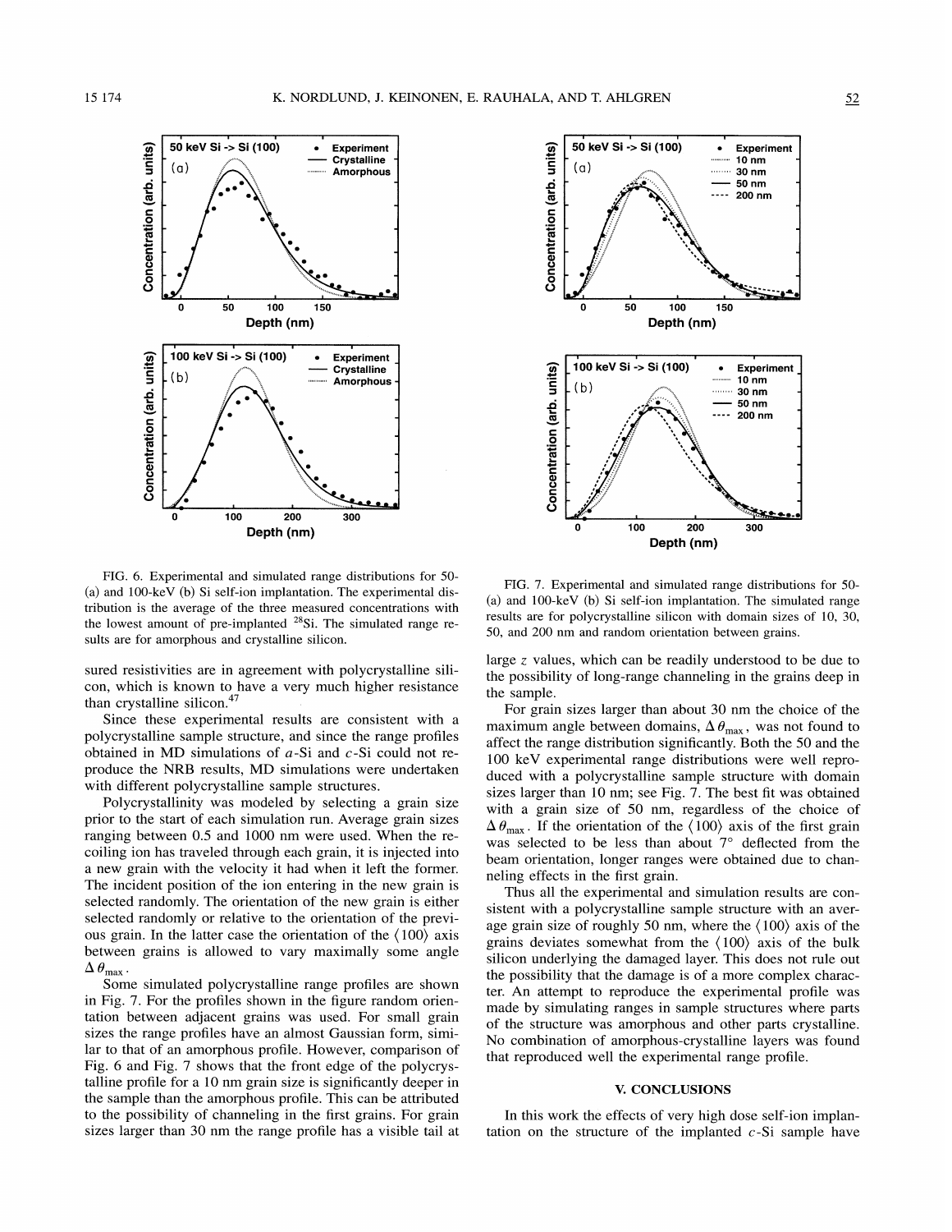FIG. 6. Experimental and simulated range distributions for 50- (a) and 100-keV (b) Si self-ion implantation. The experimental distribution is the average of the three measured concentrations with the lowest amount of pre-implanted $^{28}$Si. The simulated range results are for amorphous and crystalline silicon.

FIG. 7. Experimental and simulated range distributions for 50- (a) and 100-keV (b) Si self-ion implantation. The simulated range results are for polycrystalline silicon with domain sizes of 10, 30, 50, and 200 nm and random orientation between grains.

sured resistivities are in agreement with polycrystalline silicon, which is known to have a very much higher resistance than crystalline silicon.[47]

Since these experimental results are consistent with a polycrystalline sample structure, and since the range profiles obtained in MD simulations of $a$-Si and $c$-Si could not reproduce the NRB results, MD simulations were undertaken with different polycrystalline sample structures.

Polycrystallinity was modeled by selecting a grain size prior to the start of each simulation run. Average grain sizes ranging between 0.5 and 1000 nm were used. When the recoiling ion has traveled through each grain, it is injected into a new grain with the velocity it had when it left the former. The incident position of the ion entering in the new grain is selected randomly. The orientation of the new grain is either selected randomly or relative to the orientation of the previous grain. In the latter case the orientation of the $\langle 100 \rangle$ axis between grains is allowed to vary maximally some angle $\Delta\theta_{max}$.

Some simulated polycrystalline range profiles are shown in Fig. 7. For the profiles shown in the figure random orientation between adjacent grains was used. For small grain sizes the range profiles have an almost Gaussian form, similar to that of an amorphous profile. However, comparison of Fig. 6 and Fig. 7 shows that the front edge of the polycrystalline profile for a 10 nm grain size is significantly deeper in the sample than the amorphous profile. This can be attributed to the possibility of channeling in the first grains. For grain sizes larger than 30 nm the range profile has a visible tail at large $z$ values, which can be readily understood to be due to the possibility of long-range channeling in the grains deep in the sample.

For grain sizes larger than about 30 nm the choice of the maximum angle between domains, $\Delta\theta_{max}$, was not found to affect the range distribution significantly. Both the 50 and the 100 keV experimental range distributions were well reproduced with a polycrystalline sample structure with domain sizes larger than 10 nm; see Fig. 7. The best fit was obtained with a grain size of 50 nm, regardless of the choice of $\Delta\theta_{max}$. If the orientation of the $\langle 100 \rangle$ axis of the first grain was selected to be less than about 7° deflected from the beam orientation, longer ranges were obtained due to channeling effects in the first grain.

Thus all the experimental and simulation results are consistent with a polycrystalline sample structure with an average grain size of roughly 50 nm, where the $\langle 100 \rangle$ axis of the grains deviates somewhat from the $\langle 100 \rangle$ axis of the bulk silicon underlying the damaged layer. This does not rule out the possibility that the damage is of a more complex character. An attempt to reproduce the experimental profile was made by simulating ranges in sample structures where parts of the structure was amorphous and other parts crystalline. No combination of amorphous-crystalline layers was found that reproduced well the experimental range profile.

## V. CONCLUSIONS

In this work the effects of very high dose self-ion implantation on the structure of the implanted $c$-Si sample have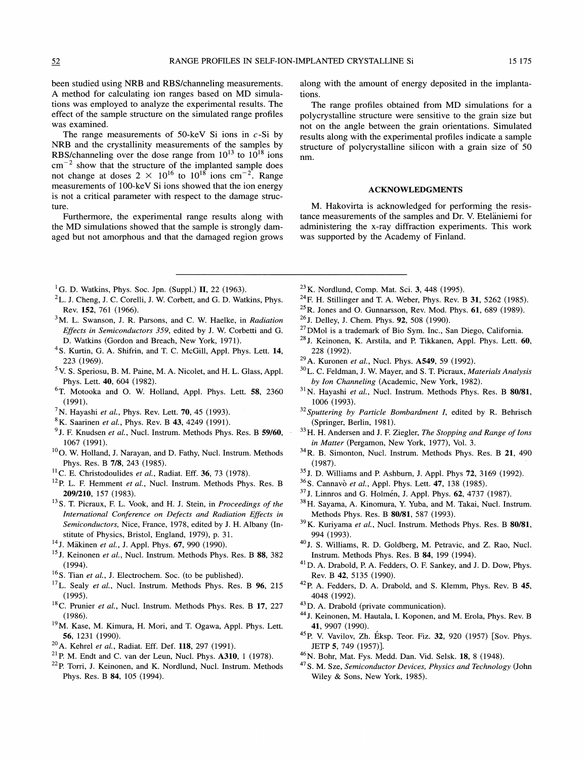been studied using NRB and RBS/channeling measurements. A method for calculating ion ranges based on MD simulations was employed to analyze the experimental results. The effect of the sample structure on the simulated range profiles was examined.

The range measurements of 50-keV Si ions in *c*-Si by NRB and the crystallinity measurements of the samples by RBS/channeling over the dose range from $10^{13}$ to $10^{18}$ ions $cm^{-2}$ show that the structure of the implanted sample does not change at doses $2 \times 10^{16}$ to $10^{18}$ ions $cm^{-2}$. Range measurements of 100-keV Si ions showed that the ion energy is not a critical parameter with respect to the damage structure.

Furthermore, the experimental range results along with the MD simulations showed that the sample is strongly damaged but not amorphous and that the damaged region grows along with the amount of energy deposited in the implantations.

The range profiles obtained from MD simulations for a polycrystalline structure were sensitive to the grain size but not on the angle between the grain orientations. Simulated results along with the experimental profiles indicate a sample structure of polycrystalline silicon with a grain size of 50 nm.

## ACKNOWLEDGMENTS

M. Hakovirta is acknowledged for performing the resistance measurements of the samples and Dr. V. Eteläniemi for administering the x-ray diffraction experiments. This work was supported by the Academy of Finland.

---

[1] G. D. Watkins, Phys. Soc. Jpn. (Suppl.) **II**, 22 (1963).

[2] L. J. Cheng, J. C. Corelli, J. W. Corbett, and G. D. Watkins, Phys. Rev. **152**, 761 (1966).

[3] M. L. Swanson, J. R. Parsons, and C. W. Haelke, in *Radiation Effects in Semiconductors 359*, edited by J. W. Corbett and G. D. Watkins (Gordon and Breach, New York, 1971).

[4] S. Kurtin, G. A. Shifrin, and T. C. McGill, Appl. Phys. Lett. **14**, 223 (1969).

[5] V. S. Speriosu, B. M. Paine, M. A. Nicolet, and H. L. Glass, Appl. Phys. Lett. **40**, 604 (1982).

[6] T. Motooka and O. W. Holland, Appl. Phys. Lett. **58**, 2360 (1991).

[7] N. Hayashi *et al.*, Phys. Rev. Lett. **70**, 45 (1993).

[8] K. Saarinen *et al.*, Phys. Rev. B **43**, 4249 (1991).

[9] J. F. Knudsen *et al.*, Nucl. Instrum. Methods Phys. Res. B **59/60**, 1067 (1991).

[10] O. W. Holland, J. Narayan, and D. Fathy, Nucl. Instrum. Methods Phys. Res. B **7/8**, 243 (1985).

[11] C. E. Christodoulides *et al.*, Radiat. Eff. **36**, 73 (1978).

[12] P. L. F. Hemment *et al.*, Nucl. Instrum. Methods Phys. Res. B **209/210**, 157 (1983).

[13] S. T. Picraux, F. L. Vook, and H. J. Stein, in *Proceedings of the International Conference on Defects and Radiation Effects in Semiconductors,* Nice, France, 1978, edited by J. H. Albany (Institute of Physics, Bristol, England, 1979), p. 31.

[14] J. Mäkinen *et al.*, J. Appl. Phys. **67**, 990 (1990).

[15] J. Keinonen *et al.*, Nucl. Instrum. Methods Phys. Res. B **88**, 382 (1994).

[16] S. Tian *et al.*, J. Electrochem. Soc. (to be published).

[17] L. Sealy *et al.*, Nucl. Instrum. Methods Phys. Res. B **96**, 215 (1995).

[18] C. Prunier *et al.*, Nucl. Instrum. Methods Phys. Res. B **17**, 227 (1986).

[19] M. Kase, M. Kimura, H. Mori, and T. Ogawa, Appl. Phys. Lett. **56**, 1231 (1990).

[20] A. Kehrel *et al.*, Radiat. Eff. Def. **118**, 297 (1991).

[21] P. M. Endt and C. van der Leun, Nucl. Phys. **A310**, 1 (1978).

[22] P. Torri, J. Keinonen, and K. Nordlund, Nucl. Instrum. Methods Phys. Res. B **84**, 105 (1994).

[23] K. Nordlund, Comp. Mat. Sci. **3**, 448 (1995).

[24] F. H. Stillinger and T. A. Weber, Phys. Rev. B **31**, 5262 (1985).

[25] R. Jones and O. Gunnarsson, Rev. Mod. Phys. **61**, 689 (1989).

[26] J. Delley, J. Chem. Phys. **92**, 508 (1990).

[27] DMol is a trademark of Bio Sym. Inc., San Diego, California.

[28] J. Keinonen, K. Arstila, and P. Tikkanen, Appl. Phys. Lett. **60**, 228 (1992).

[29] A. Kuronen *et al.*, Nucl. Phys. **A549**, 59 (1992).

[30] L. C. Feldman, J. W. Mayer, and S. T. Picraux, *Materials Analysis by Ion Channeling* (Academic, New York, 1982).

[31] N. Hayashi *et al.*, Nucl. Instrum. Methods Phys. Res. B **80/81**, 1006 (1993).

[32] *Sputtering by Particle Bombardment I*, edited by R. Behrisch (Springer, Berlin, 1981).

[33] H. H. Andersen and J. F. Ziegler, *The Stopping and Range of Ions in Matter* (Pergamon, New York, 1977), Vol. 3.

[34] R. B. Simonton, Nucl. Instrum. Methods Phys. Res. B **21**, 490 (1987).

[35] J. D. Williams and P. Ashburn, J. Appl. Phys **72**, 3169 (1992).

[36] S. Cannavò *et al.*, Appl. Phys. Lett. **47**, 138 (1985).

[37] J. Linnros and G. Holmén, J. Appl. Phys. **62**, 4737 (1987).

[38] H. Sayama, A. Kinomura, Y. Yuba, and M. Takai, Nucl. Instrum. Methods Phys. Res. B **80/81**, 587 (1993).

[39] K. Kuriyama *et al.*, Nucl. Instrum. Methods Phys. Res. B **80/81**, 994 (1993).

[40] J. S. Williams, R. D. Goldberg, M. Petravic, and Z. Rao, Nucl. Instrum. Methods Phys. Res. B **84**, 199 (1994).

[41] D. A. Drabold, P. A. Fedders, O. F. Sankey, and J. D. Dow, Phys. Rev. B **42**, 5135 (1990).

[42] P. A. Fedders, D. A. Drabold, and S. Klemm, Phys. Rev. B **45**, 4048 (1992).

[43] D. A. Drabold (private communication).

[44] J. Keinonen, M. Hautala, I. Koponen, and M. Erola, Phys. Rev. B **41**, 9907 (1990).

[45] P. V. Vavilov, Zh. Éksp. Teor. Fiz. **32**, 920 (1957) [Sov. Phys. JETP **5**, 749 (1957)].

[46] N. Bohr, Mat. Fys. Medd. Dan. Vid. Selsk. **18**, 8 (1948).

[47] S. M. Sze, *Semiconductor Devices, Physics and Technology* (John Wiley & Sons, New York, 1985).